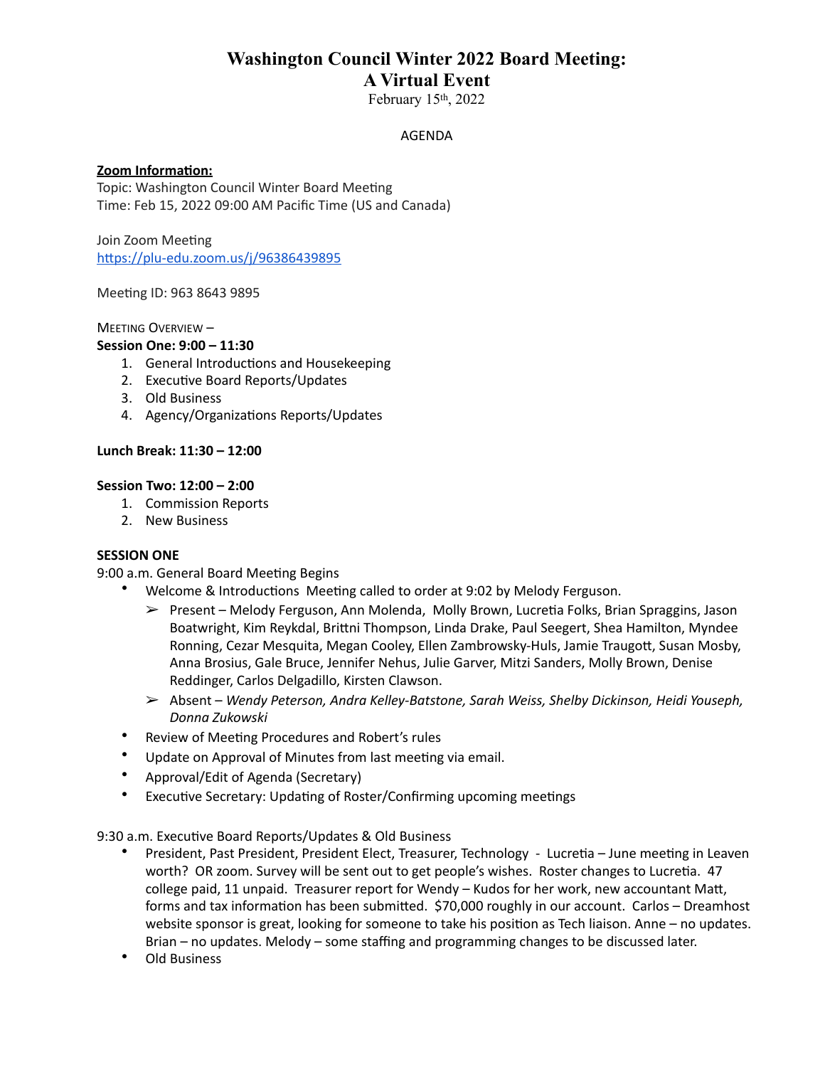# Washington Council Winter 2022 Board Meeting:
# A Virtual Event

February 15th, 2022

AGENDA

**Zoom Information:**

Topic: Washington Council Winter Board Meeting
Time: Feb 15, 2022 09:00 AM Pacific Time (US and Canada)

Join Zoom Meeting
https://plu-edu.zoom.us/j/96386439895

Meeting ID: 963 8643 9895

MEETING OVERVIEW –

**Session One: 9:00 – 11:30**

1. General Introductions and Housekeeping
2. Executive Board Reports/Updates
3. Old Business
4. Agency/Organizations Reports/Updates

**Lunch Break: 11:30 – 12:00**

**Session Two: 12:00 – 2:00**

1. Commission Reports
2. New Business

**SESSION ONE**

9:00 a.m. General Board Meeting Begins

- Welcome & Introductions Meeting called to order at 9:02 by Melody Ferguson.
  - ➢ Present – Melody Ferguson, Ann Molenda, Molly Brown, Lucretia Folks, Brian Spraggins, Jason Boatwright, Kim Reykdal, Brittni Thompson, Linda Drake, Paul Seegert, Shea Hamilton, Myndee Ronning, Cezar Mesquita, Megan Cooley, Ellen Zambrowsky-Huls, Jamie Traugott, Susan Mosby, Anna Brosius, Gale Bruce, Jennifer Nehus, Julie Garver, Mitzi Sanders, Molly Brown, Denise Reddinger, Carlos Delgadillo, Kirsten Clawson.
  - ➢ Absent – *Wendy Peterson, Andra Kelley-Batstone, Sarah Weiss, Shelby Dickinson, Heidi Youseph, Donna Zukowski*
- Review of Meeting Procedures and Robert's rules
- Update on Approval of Minutes from last meeting via email.
- Approval/Edit of Agenda (Secretary)
- Executive Secretary: Updating of Roster/Confirming upcoming meetings

9:30 a.m. Executive Board Reports/Updates & Old Business

- President, Past President, President Elect, Treasurer, Technology - Lucretia – June meeting in Leaven worth? OR zoom. Survey will be sent out to get people's wishes. Roster changes to Lucretia. 47 college paid, 11 unpaid. Treasurer report for Wendy – Kudos for her work, new accountant Matt, forms and tax information has been submitted. $70,000 roughly in our account. Carlos – Dreamhost website sponsor is great, looking for someone to take his position as Tech liaison. Anne – no updates. Brian – no updates. Melody – some staffing and programming changes to be discussed later.
- Old Business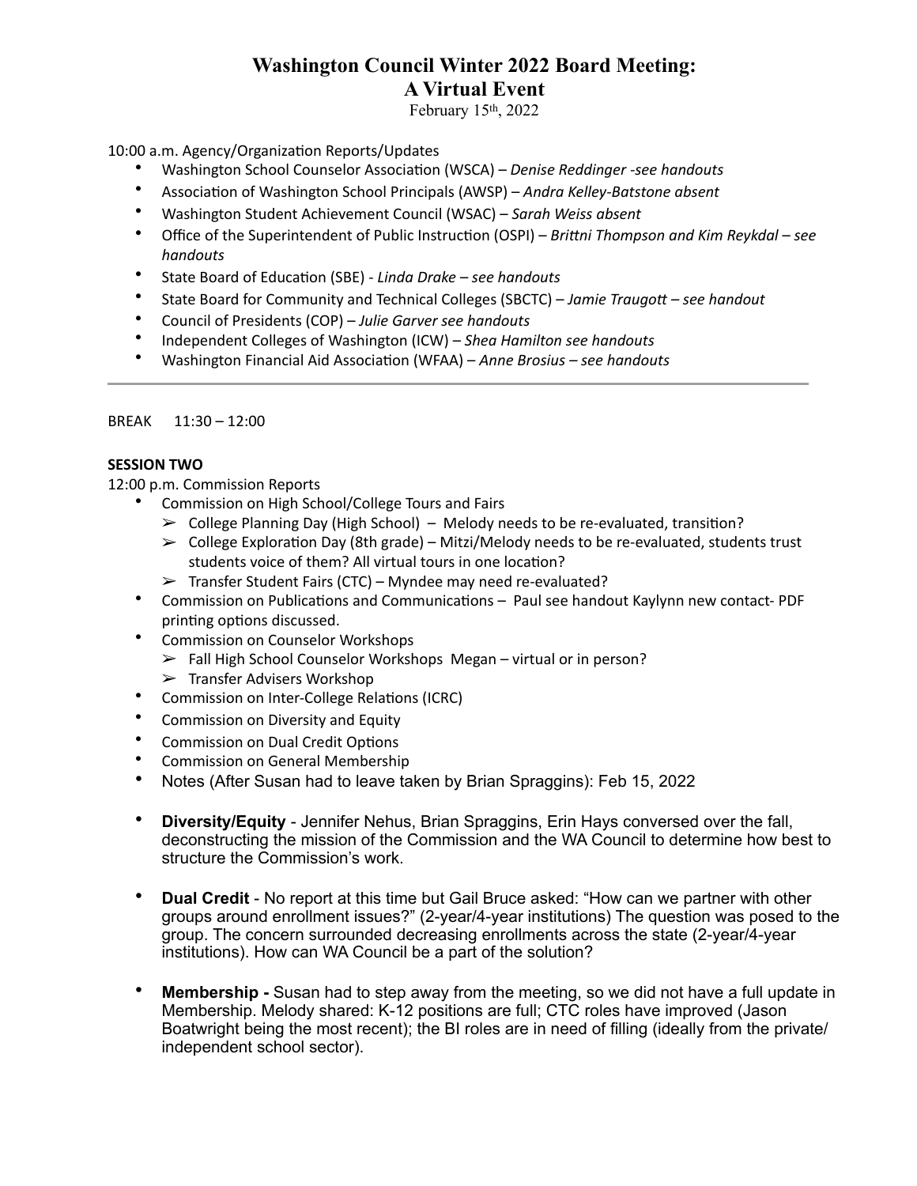# Washington Council Winter 2022 Board Meeting:
# A Virtual Event

February 15th, 2022

10:00 a.m. Agency/Organization Reports/Updates

- Washington School Counselor Association (WSCA) – *Denise Reddinger -see handouts*
- Association of Washington School Principals (AWSP) – *Andra Kelley-Batstone absent*
- Washington Student Achievement Council (WSAC) – *Sarah Weiss absent*
- Office of the Superintendent of Public Instruction (OSPI) – *Brittni Thompson and Kim Reykdal – see handouts*
- State Board of Education (SBE) - *Linda Drake – see handouts*
- State Board for Community and Technical Colleges (SBCTC) – *Jamie Traugott – see handout*
- Council of Presidents (COP) – *Julie Garver see handouts*
- Independent Colleges of Washington (ICW) – *Shea Hamilton see handouts*
- Washington Financial Aid Association (WFAA) – *Anne Brosius – see handouts*

---

BREAK 11:30 – 12:00

**SESSION TWO**

12:00 p.m. Commission Reports

- Commission on High School/College Tours and Fairs
  - ➢ College Planning Day (High School) – Melody needs to be re-evaluated, transition?
  - ➢ College Exploration Day (8th grade) – Mitzi/Melody needs to be re-evaluated, students trust students voice of them? All virtual tours in one location?
  - ➢ Transfer Student Fairs (CTC) – Myndee may need re-evaluated?
- Commission on Publications and Communications – Paul see handout Kaylynn new contact- PDF printing options discussed.
- Commission on Counselor Workshops
  - ➢ Fall High School Counselor Workshops Megan – virtual or in person?
  - ➢ Transfer Advisers Workshop
- Commission on Inter-College Relations (ICRC)
- Commission on Diversity and Equity
- Commission on Dual Credit Options
- Commission on General Membership
- Notes (After Susan had to leave taken by Brian Spraggins): Feb 15, 2022
- **Diversity/Equity** - Jennifer Nehus, Brian Spraggins, Erin Hays conversed over the fall, deconstructing the mission of the Commission and the WA Council to determine how best to structure the Commission's work.
- **Dual Credit** - No report at this time but Gail Bruce asked: "How can we partner with other groups around enrollment issues?" (2-year/4-year institutions) The question was posed to the group. The concern surrounded decreasing enrollments across the state (2-year/4-year institutions). How can WA Council be a part of the solution?
- **Membership -** Susan had to step away from the meeting, so we did not have a full update in Membership. Melody shared: K-12 positions are full; CTC roles have improved (Jason Boatwright being the most recent); the BI roles are in need of filling (ideally from the private/independent school sector).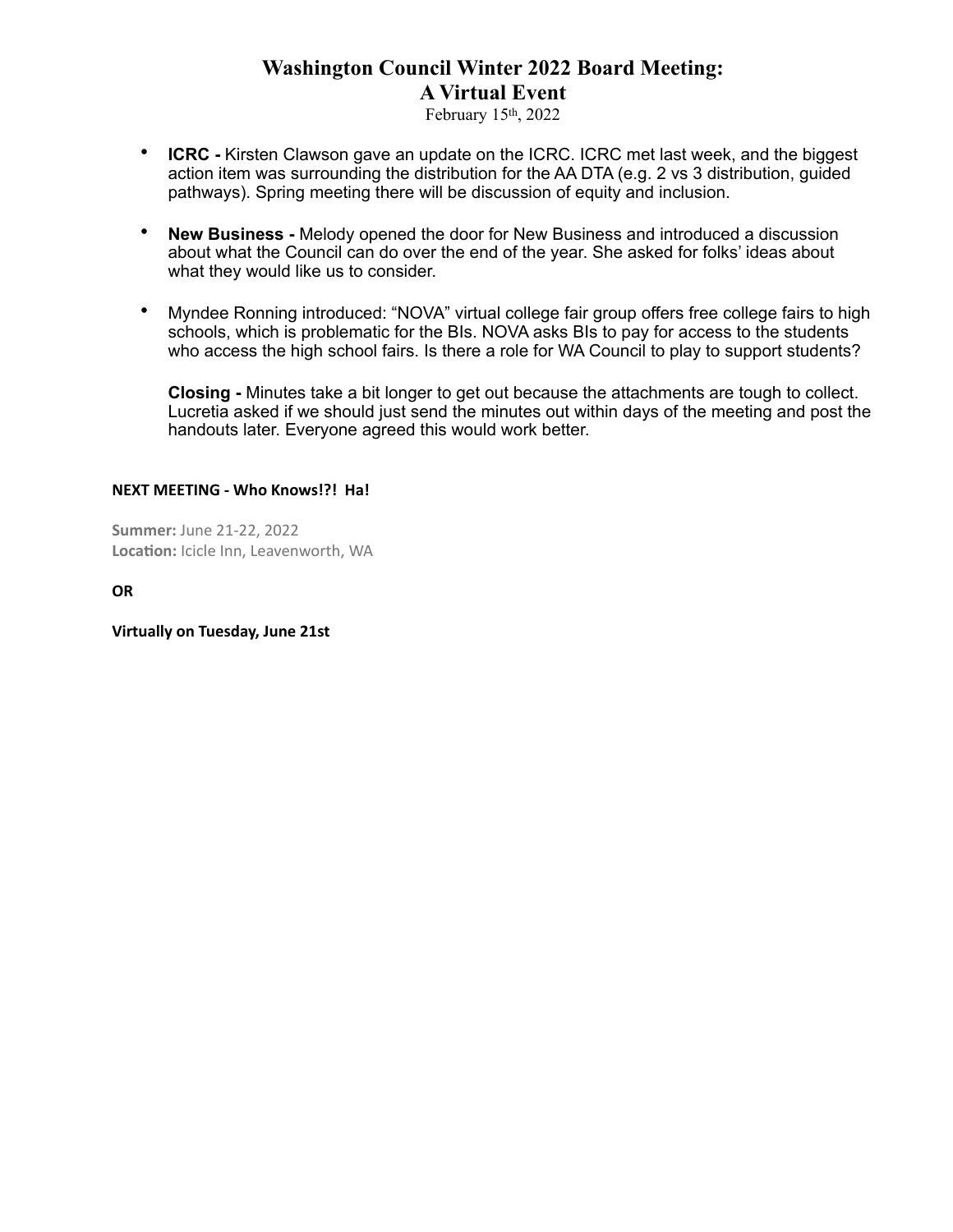# Washington Council Winter 2022 Board Meeting: A Virtual Event

February 15th, 2022

- **ICRC -** Kirsten Clawson gave an update on the ICRC. ICRC met last week, and the biggest action item was surrounding the distribution for the AA DTA (e.g. 2 vs 3 distribution, guided pathways). Spring meeting there will be discussion of equity and inclusion.

- **New Business -** Melody opened the door for New Business and introduced a discussion about what the Council can do over the end of the year. She asked for folks' ideas about what they would like us to consider.

- Myndee Ronning introduced: "NOVA" virtual college fair group offers free college fairs to high schools, which is problematic for the BIs. NOVA asks BIs to pay for access to the students who access the high school fairs. Is there a role for WA Council to play to support students?

  **Closing -** Minutes take a bit longer to get out because the attachments are tough to collect. Lucretia asked if we should just send the minutes out within days of the meeting and post the handouts later. Everyone agreed this would work better.

**NEXT MEETING - Who Knows!?! Ha!**

**Summer:** June 21-22, 2022
**Location:** Icicle Inn, Leavenworth, WA

**OR**

**Virtually on Tuesday, June 21st**